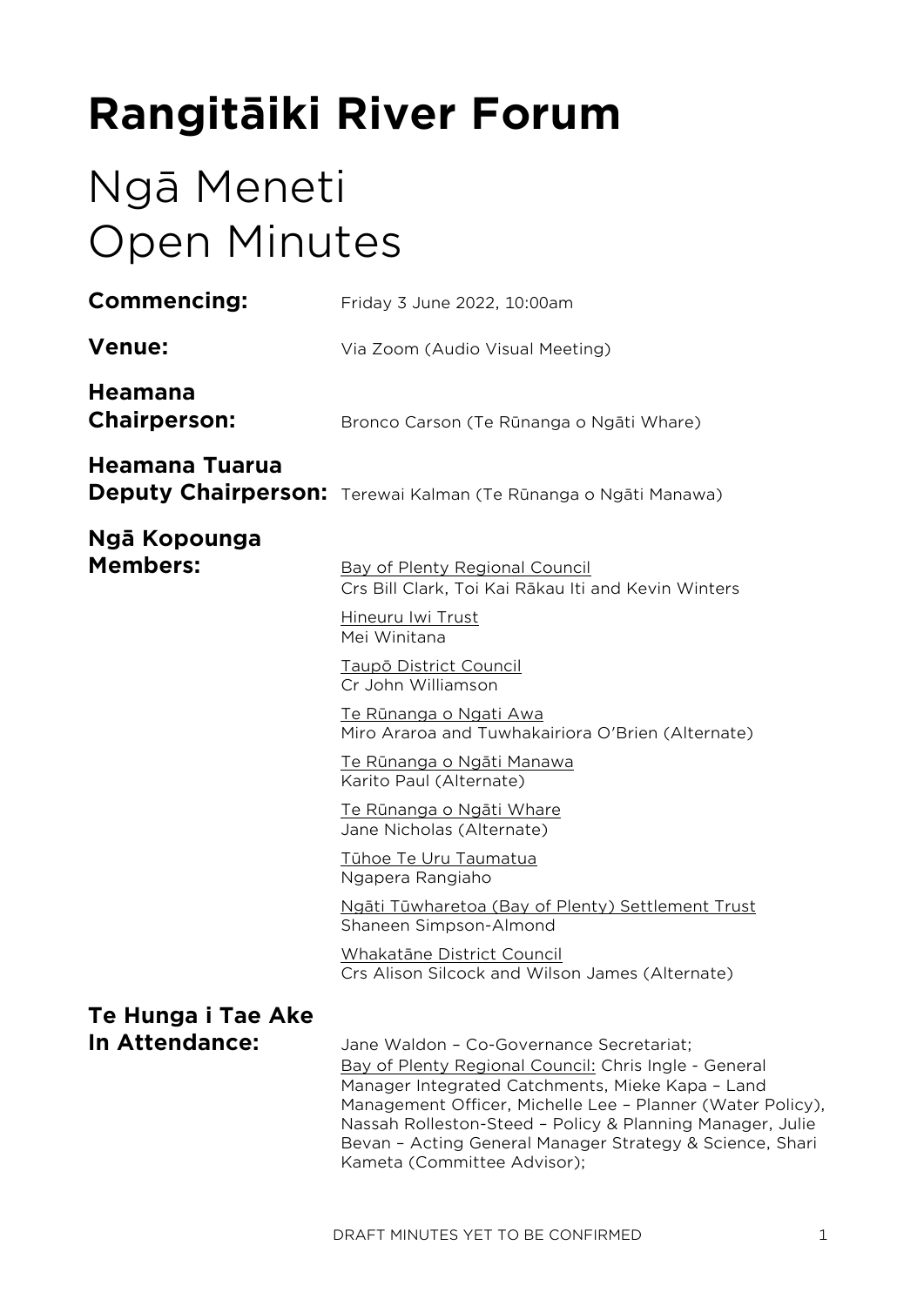# Rangitāiki River Forum

## Ngā Meneti
## Open Minutes

**Commencing:** Friday 3 June 2022, 10:00am

**Venue:** Via Zoom (Audio Visual Meeting)

**Heamana Chairperson:** Bronco Carson (Te Rūnanga o Ngāti Whare)

**Heamana Tuarua Deputy Chairperson:** Terewai Kalman (Te Rūnanga o Ngāti Manawa)

**Ngā Kopounga Members:**

Bay of Plenty Regional Council
Crs Bill Clark, Toi Kai Rākau Iti and Kevin Winters

Hineuru Iwi Trust
Mei Winitana

Taupō District Council
Cr John Williamson

Te Rūnanga o Ngati Awa
Miro Araroa and Tuwhakairiora O'Brien (Alternate)

Te Rūnanga o Ngāti Manawa
Karito Paul (Alternate)

Te Rūnanga o Ngāti Whare
Jane Nicholas (Alternate)

Tūhoe Te Uru Taumatua
Ngapera Rangiaho

Ngāti Tūwharetoa (Bay of Plenty) Settlement Trust
Shaneen Simpson-Almond

Whakatāne District Council
Crs Alison Silcock and Wilson James (Alternate)

**Te Hunga i Tae Ake In Attendance:**

Jane Waldon – Co-Governance Secretariat;
Bay of Plenty Regional Council: Chris Ingle - General Manager Integrated Catchments, Mieke Kapa – Land Management Officer, Michelle Lee – Planner (Water Policy), Nassah Rolleston-Steed – Policy & Planning Manager, Julie Bevan – Acting General Manager Strategy & Science, Shari Kameta (Committee Advisor);

DRAFT MINUTES YET TO BE CONFIRMED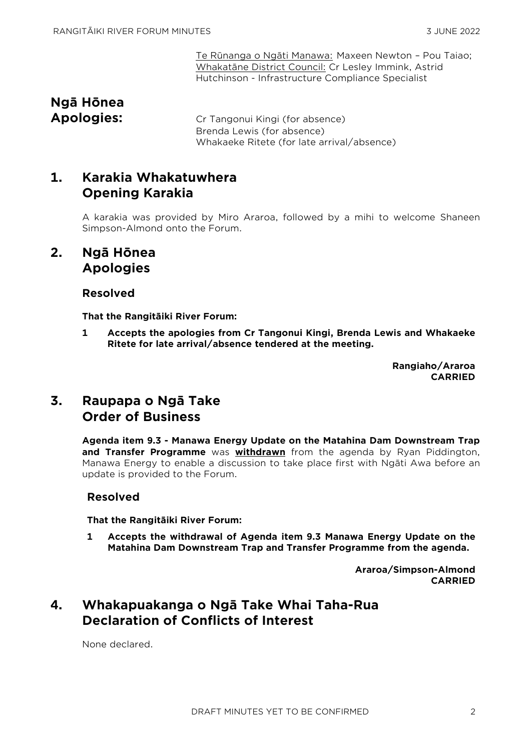Te Rūnanga o Ngāti Manawa: Maxeen Newton – Pou Taiao; Whakatāne District Council: Cr Lesley Immink, Astrid Hutchinson - Infrastructure Compliance Specialist

**Ngā Hōnea Apologies:** Cr Tangonui Kingi (for absence)
Brenda Lewis (for absence)
Whakaeke Ritete (for late arrival/absence)

## 1. Karakia Whakatuwhera Opening Karakia

A karakia was provided by Miro Araroa, followed by a mihi to welcome Shaneen Simpson-Almond onto the Forum.

## 2. Ngā Hōnea Apologies

### Resolved

**That the Rangitāiki River Forum:**

**1 Accepts the apologies from Cr Tangonui Kingi, Brenda Lewis and Whakaeke Ritete for late arrival/absence tendered at the meeting.**

**Rangiaho/Araroa**
**CARRIED**

## 3. Raupapa o Ngā Take Order of Business

**Agenda item 9.3 - Manawa Energy Update on the Matahina Dam Downstream Trap and Transfer Programme** was **withdrawn** from the agenda by Ryan Piddington, Manawa Energy to enable a discussion to take place first with Ngāti Awa before an update is provided to the Forum.

### Resolved

**That the Rangitāiki River Forum:**

**1 Accepts the withdrawal of Agenda item 9.3 Manawa Energy Update on the Matahina Dam Downstream Trap and Transfer Programme from the agenda.**

**Araroa/Simpson-Almond**
**CARRIED**

## 4. Whakapuakanga o Ngā Take Whai Taha-Rua Declaration of Conflicts of Interest

None declared.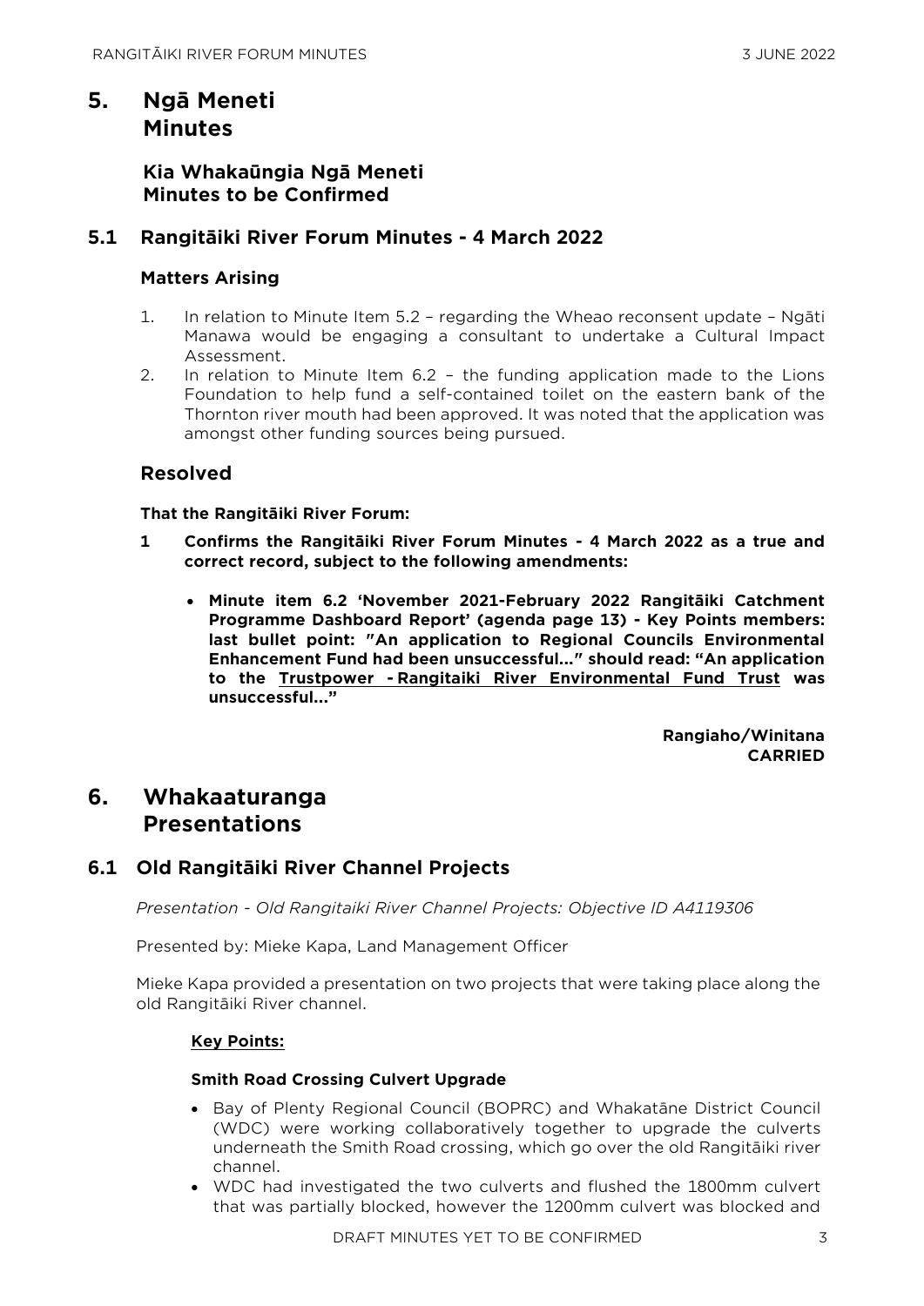# 5. Ngā Meneti Minutes

## Kia Whakaūngia Ngā Meneti Minutes to be Confirmed

### 5.1 Rangitāiki River Forum Minutes - 4 March 2022

#### Matters Arising

1. In relation to Minute Item 5.2 – regarding the Wheao reconsent update – Ngāti Manawa would be engaging a consultant to undertake a Cultural Impact Assessment.
2. In relation to Minute Item 6.2 – the funding application made to the Lions Foundation to help fund a self-contained toilet on the eastern bank of the Thornton river mouth had been approved. It was noted that the application was amongst other funding sources being pursued.

#### Resolved

**That the Rangitāiki River Forum:**

**1 Confirms the Rangitāiki River Forum Minutes - 4 March 2022 as a true and correct record, subject to the following amendments:**

- **Minute item 6.2 'November 2021-February 2022 Rangitāiki Catchment Programme Dashboard Report' (agenda page 13) - Key Points members: last bullet point: "An application to Regional Councils Environmental Enhancement Fund had been unsuccessful…" should read: "An application to the <u>Trustpower - Rangitaiki River Environmental Fund Trust</u> was unsuccessful…"**

**Rangiaho/Winitana**
**CARRIED**

# 6. Whakaaturanga Presentations

### 6.1 Old Rangitāiki River Channel Projects

*Presentation - Old Rangitaiki River Channel Projects: Objective ID A4119306*

Presented by: Mieke Kapa, Land Management Officer

Mieke Kapa provided a presentation on two projects that were taking place along the old Rangitāiki River channel.

**<u>Key Points:</u>**

**Smith Road Crossing Culvert Upgrade**

- Bay of Plenty Regional Council (BOPRC) and Whakatāne District Council (WDC) were working collaboratively together to upgrade the culverts underneath the Smith Road crossing, which go over the old Rangitāiki river channel.
- WDC had investigated the two culverts and flushed the 1800mm culvert that was partially blocked, however the 1200mm culvert was blocked and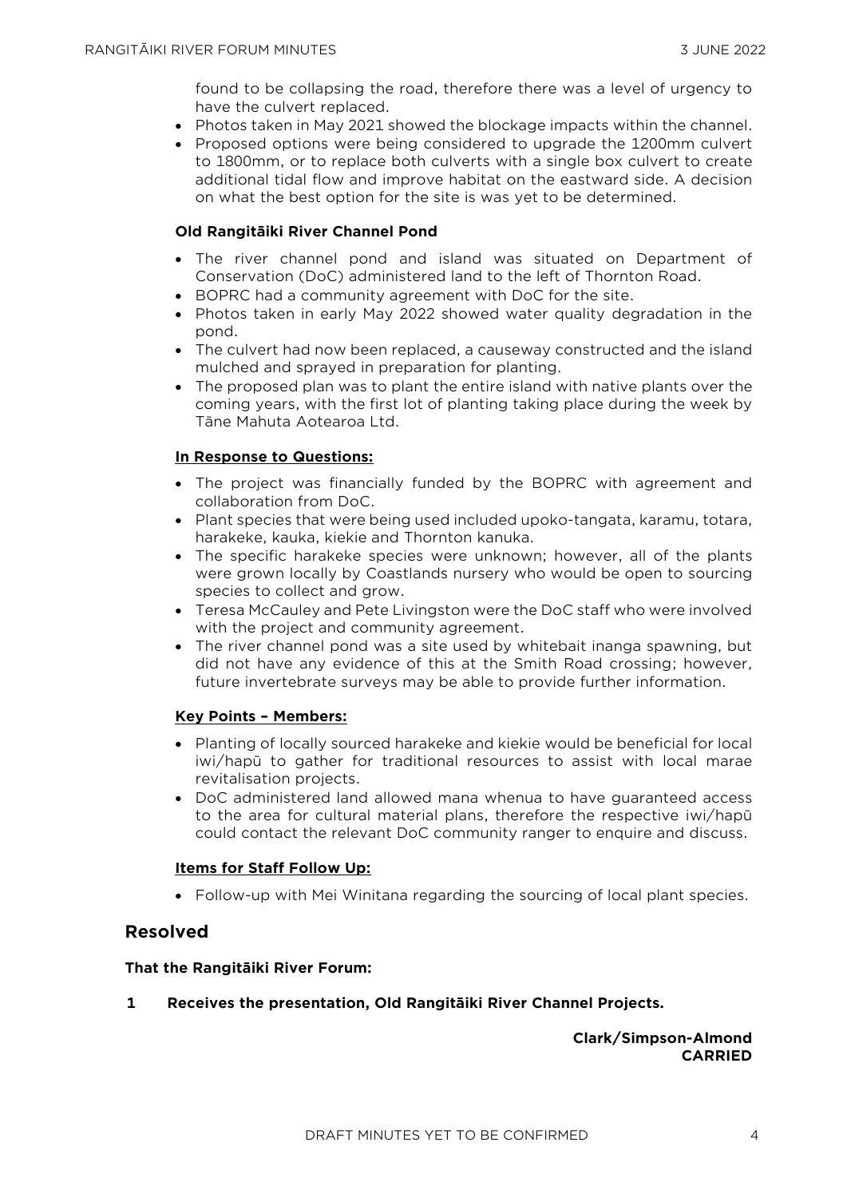found to be collapsing the road, therefore there was a level of urgency to have the culvert replaced.

- Photos taken in May 2021 showed the blockage impacts within the channel.
- Proposed options were being considered to upgrade the 1200mm culvert to 1800mm, or to replace both culverts with a single box culvert to create additional tidal flow and improve habitat on the eastward side. A decision on what the best option for the site is was yet to be determined.

**Old Rangitāiki River Channel Pond**

- The river channel pond and island was situated on Department of Conservation (DoC) administered land to the left of Thornton Road.
- BOPRC had a community agreement with DoC for the site.
- Photos taken in early May 2022 showed water quality degradation in the pond.
- The culvert had now been replaced, a causeway constructed and the island mulched and sprayed in preparation for planting.
- The proposed plan was to plant the entire island with native plants over the coming years, with the first lot of planting taking place during the week by Tāne Mahuta Aotearoa Ltd.

**<u>In Response to Questions:</u>**

- The project was financially funded by the BOPRC with agreement and collaboration from DoC.
- Plant species that were being used included upoko-tangata, karamu, totara, harakeke, kauka, kiekie and Thornton kanuka.
- The specific harakeke species were unknown; however, all of the plants were grown locally by Coastlands nursery who would be open to sourcing species to collect and grow.
- Teresa McCauley and Pete Livingston were the DoC staff who were involved with the project and community agreement.
- The river channel pond was a site used by whitebait inanga spawning, but did not have any evidence of this at the Smith Road crossing; however, future invertebrate surveys may be able to provide further information.

**<u>Key Points – Members:</u>**

- Planting of locally sourced harakeke and kiekie would be beneficial for local iwi/hapū to gather for traditional resources to assist with local marae revitalisation projects.
- DoC administered land allowed mana whenua to have guaranteed access to the area for cultural material plans, therefore the respective iwi/hapū could contact the relevant DoC community ranger to enquire and discuss.

**<u>Items for Staff Follow Up:</u>**

- Follow-up with Mei Winitana regarding the sourcing of local plant species.

## Resolved

**That the Rangitāiki River Forum:**

**1 Receives the presentation, Old Rangitāiki River Channel Projects.**

**Clark/Simpson-Almond**
**CARRIED**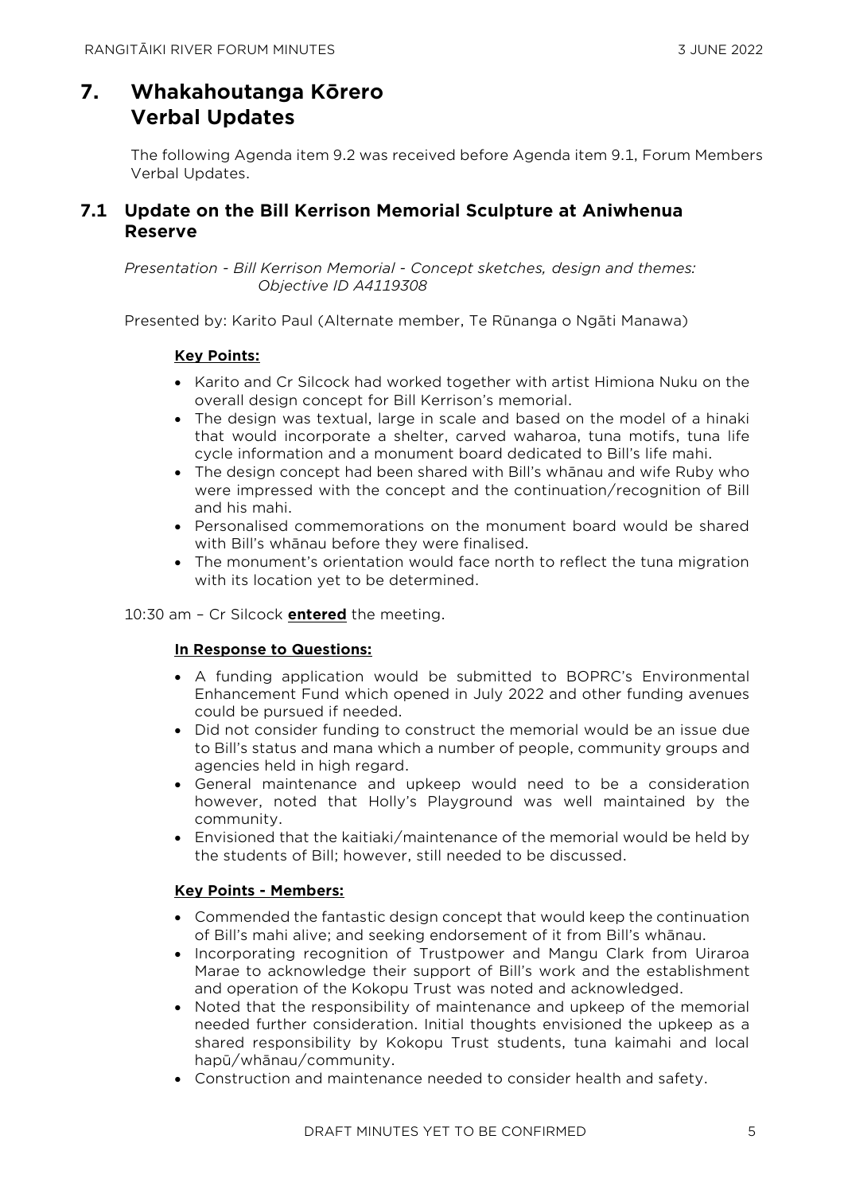# 7. Whakahoutanga Kōrero Verbal Updates

The following Agenda item 9.2 was received before Agenda item 9.1, Forum Members Verbal Updates.

## 7.1 Update on the Bill Kerrison Memorial Sculpture at Aniwhenua Reserve

*Presentation - Bill Kerrison Memorial - Concept sketches, design and themes: Objective ID A4119308*

Presented by: Karito Paul (Alternate member, Te Rūnanga o Ngāti Manawa)

**Key Points:**

- Karito and Cr Silcock had worked together with artist Himiona Nuku on the overall design concept for Bill Kerrison's memorial.
- The design was textual, large in scale and based on the model of a hinaki that would incorporate a shelter, carved waharoa, tuna motifs, tuna life cycle information and a monument board dedicated to Bill's life mahi.
- The design concept had been shared with Bill's whānau and wife Ruby who were impressed with the concept and the continuation/recognition of Bill and his mahi.
- Personalised commemorations on the monument board would be shared with Bill's whānau before they were finalised.
- The monument's orientation would face north to reflect the tuna migration with its location yet to be determined.

10:30 am – Cr Silcock **entered** the meeting.

**In Response to Questions:**

- A funding application would be submitted to BOPRC's Environmental Enhancement Fund which opened in July 2022 and other funding avenues could be pursued if needed.
- Did not consider funding to construct the memorial would be an issue due to Bill's status and mana which a number of people, community groups and agencies held in high regard.
- General maintenance and upkeep would need to be a consideration however, noted that Holly's Playground was well maintained by the community.
- Envisioned that the kaitiaki/maintenance of the memorial would be held by the students of Bill; however, still needed to be discussed.

**Key Points - Members:**

- Commended the fantastic design concept that would keep the continuation of Bill's mahi alive; and seeking endorsement of it from Bill's whānau.
- Incorporating recognition of Trustpower and Mangu Clark from Uiraroa Marae to acknowledge their support of Bill's work and the establishment and operation of the Kokopu Trust was noted and acknowledged.
- Noted that the responsibility of maintenance and upkeep of the memorial needed further consideration. Initial thoughts envisioned the upkeep as a shared responsibility by Kokopu Trust students, tuna kaimahi and local hapū/whānau/community.
- Construction and maintenance needed to consider health and safety.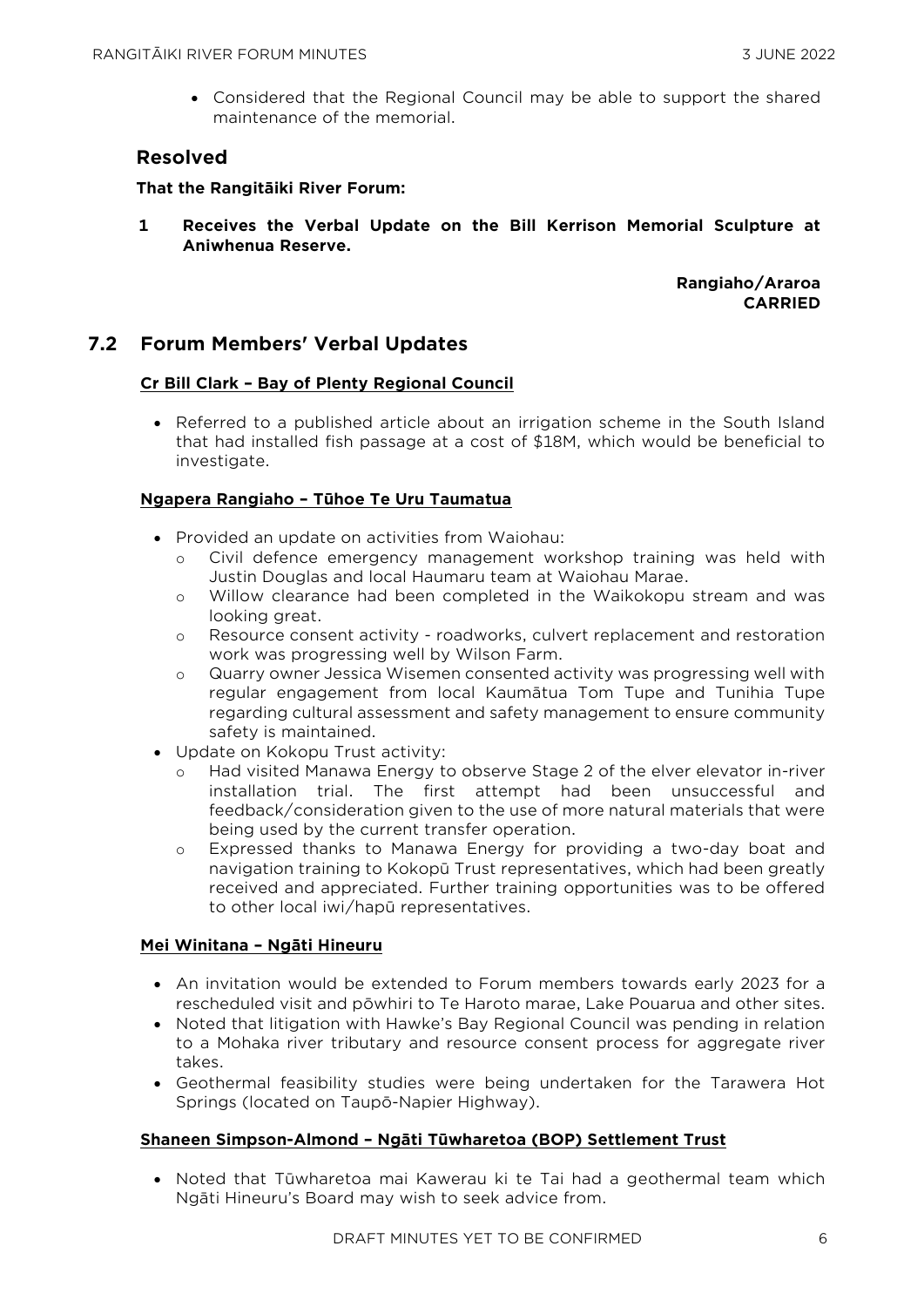- Considered that the Regional Council may be able to support the shared maintenance of the memorial.

### Resolved

**That the Rangitāiki River Forum:**

**1 Receives the Verbal Update on the Bill Kerrison Memorial Sculpture at Aniwhenua Reserve.**

**Rangiaho/Araroa**
**CARRIED**

## 7.2 Forum Members' Verbal Updates

**Cr Bill Clark – Bay of Plenty Regional Council**

- Referred to a published article about an irrigation scheme in the South Island that had installed fish passage at a cost of $18M, which would be beneficial to investigate.

**Ngapera Rangiaho – Tūhoe Te Uru Taumatua**

- Provided an update on activities from Waiohau:
  - Civil defence emergency management workshop training was held with Justin Douglas and local Haumaru team at Waiohau Marae.
  - Willow clearance had been completed in the Waikokopu stream and was looking great.
  - Resource consent activity - roadworks, culvert replacement and restoration work was progressing well by Wilson Farm.
  - Quarry owner Jessica Wisemen consented activity was progressing well with regular engagement from local Kaumātua Tom Tupe and Tunihia Tupe regarding cultural assessment and safety management to ensure community safety is maintained.
- Update on Kokopu Trust activity:
  - Had visited Manawa Energy to observe Stage 2 of the elver elevator in-river installation trial. The first attempt had been unsuccessful and feedback/consideration given to the use of more natural materials that were being used by the current transfer operation.
  - Expressed thanks to Manawa Energy for providing a two-day boat and navigation training to Kokopū Trust representatives, which had been greatly received and appreciated. Further training opportunities was to be offered to other local iwi/hapū representatives.

**Mei Winitana – Ngāti Hineuru**

- An invitation would be extended to Forum members towards early 2023 for a rescheduled visit and pōwhiri to Te Haroto marae, Lake Pouarua and other sites.
- Noted that litigation with Hawke's Bay Regional Council was pending in relation to a Mohaka river tributary and resource consent process for aggregate river takes.
- Geothermal feasibility studies were being undertaken for the Tarawera Hot Springs (located on Taupō-Napier Highway).

**Shaneen Simpson-Almond – Ngāti Tūwharetoa (BOP) Settlement Trust**

- Noted that Tūwharetoa mai Kawerau ki te Tai had a geothermal team which Ngāti Hineuru's Board may wish to seek advice from.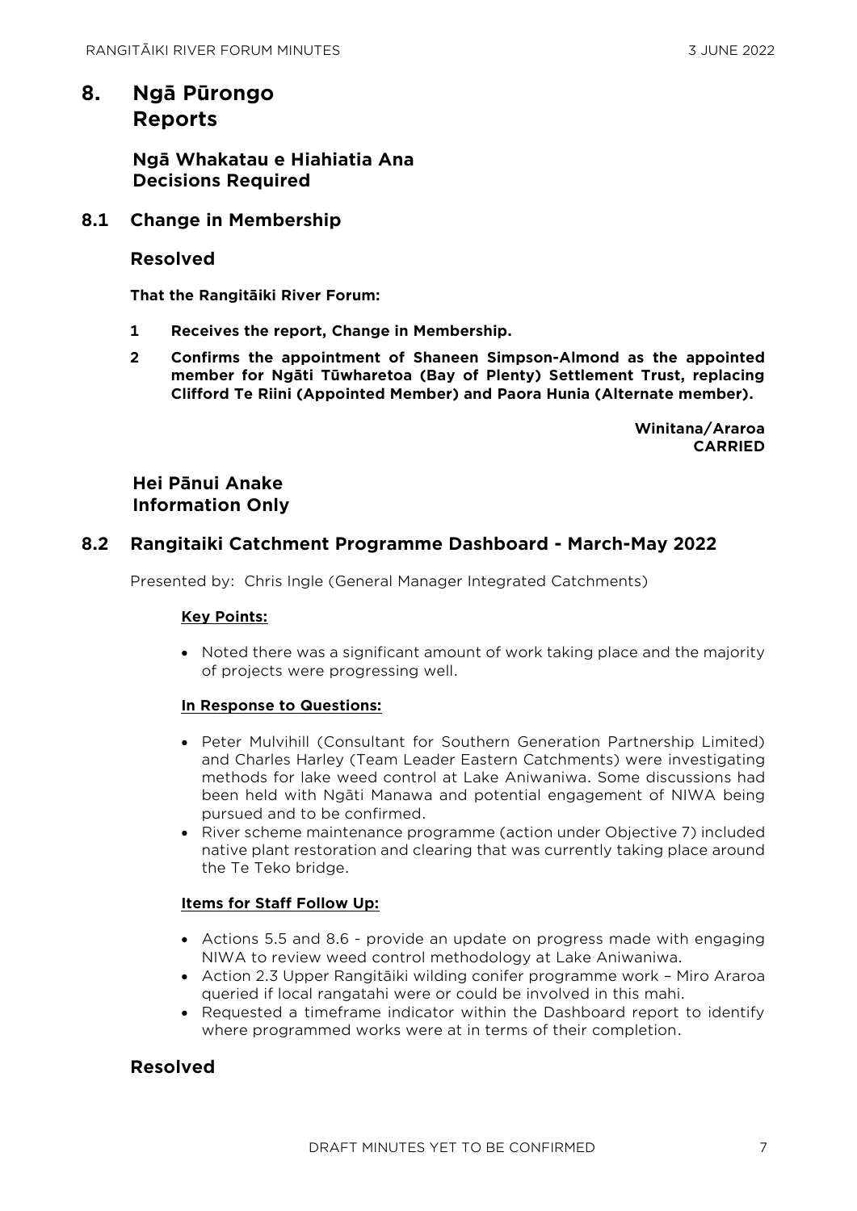# 8. Ngā Pūrongo Reports

## Ngā Whakatau e Hiahiatia Ana Decisions Required

### 8.1 Change in Membership

### Resolved

**That the Rangitāiki River Forum:**

**1 Receives the report, Change in Membership.**

**2 Confirms the appointment of Shaneen Simpson-Almond as the appointed member for Ngāti Tūwharetoa (Bay of Plenty) Settlement Trust, replacing Clifford Te Riini (Appointed Member) and Paora Hunia (Alternate member).**

**Winitana/Araroa**
**CARRIED**

## Hei Pānui Anake Information Only

### 8.2 Rangitaiki Catchment Programme Dashboard - March-May 2022

Presented by: Chris Ingle (General Manager Integrated Catchments)

**Key Points:**

- Noted there was a significant amount of work taking place and the majority of projects were progressing well.

**In Response to Questions:**

- Peter Mulvihill (Consultant for Southern Generation Partnership Limited) and Charles Harley (Team Leader Eastern Catchments) were investigating methods for lake weed control at Lake Aniwaniwa. Some discussions had been held with Ngāti Manawa and potential engagement of NIWA being pursued and to be confirmed.
- River scheme maintenance programme (action under Objective 7) included native plant restoration and clearing that was currently taking place around the Te Teko bridge.

**Items for Staff Follow Up:**

- Actions 5.5 and 8.6 - provide an update on progress made with engaging NIWA to review weed control methodology at Lake Aniwaniwa.
- Action 2.3 Upper Rangitāiki wilding conifer programme work – Miro Araroa queried if local rangatahi were or could be involved in this mahi.
- Requested a timeframe indicator within the Dashboard report to identify where programmed works were at in terms of their completion.

### Resolved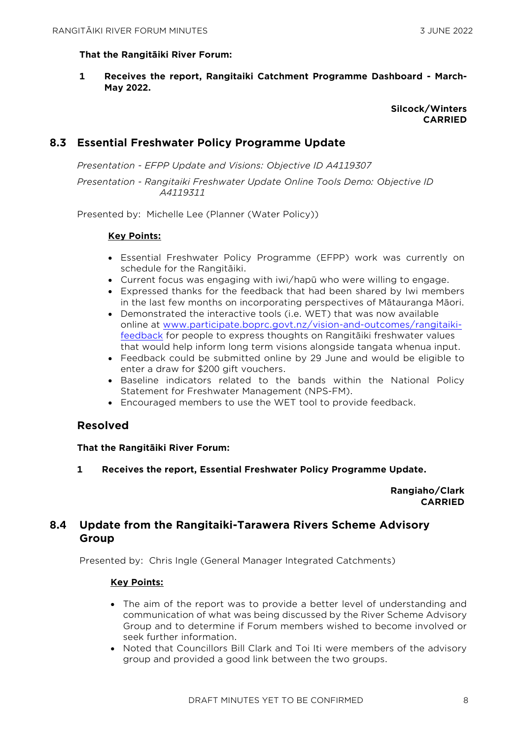**That the Rangitāiki River Forum:**

**1 Receives the report, Rangitaiki Catchment Programme Dashboard - March-May 2022.**

**Silcock/Winters**
**CARRIED**

## 8.3 Essential Freshwater Policy Programme Update

*Presentation - EFPP Update and Visions: Objective ID A4119307*

*Presentation - Rangitaiki Freshwater Update Online Tools Demo: Objective ID A4119311*

Presented by: Michelle Lee (Planner (Water Policy))

**Key Points:**

- Essential Freshwater Policy Programme (EFPP) work was currently on schedule for the Rangitāiki.
- Current focus was engaging with iwi/hapū who were willing to engage.
- Expressed thanks for the feedback that had been shared by Iwi members in the last few months on incorporating perspectives of Mātauranga Māori.
- Demonstrated the interactive tools (i.e. WET) that was now available online at [www.participate.boprc.govt.nz/vision-and-outcomes/rangitaiki-feedback](www.participate.boprc.govt.nz/vision-and-outcomes/rangitaiki-feedback) for people to express thoughts on Rangitāiki freshwater values that would help inform long term visions alongside tangata whenua input.
- Feedback could be submitted online by 29 June and would be eligible to enter a draw for $200 gift vouchers.
- Baseline indicators related to the bands within the National Policy Statement for Freshwater Management (NPS-FM).
- Encouraged members to use the WET tool to provide feedback.

### Resolved

**That the Rangitāiki River Forum:**

**1 Receives the report, Essential Freshwater Policy Programme Update.**

**Rangiaho/Clark**
**CARRIED**

## 8.4 Update from the Rangitaiki-Tarawera Rivers Scheme Advisory Group

Presented by: Chris Ingle (General Manager Integrated Catchments)

**Key Points:**

- The aim of the report was to provide a better level of understanding and communication of what was being discussed by the River Scheme Advisory Group and to determine if Forum members wished to become involved or seek further information.
- Noted that Councillors Bill Clark and Toi Iti were members of the advisory group and provided a good link between the two groups.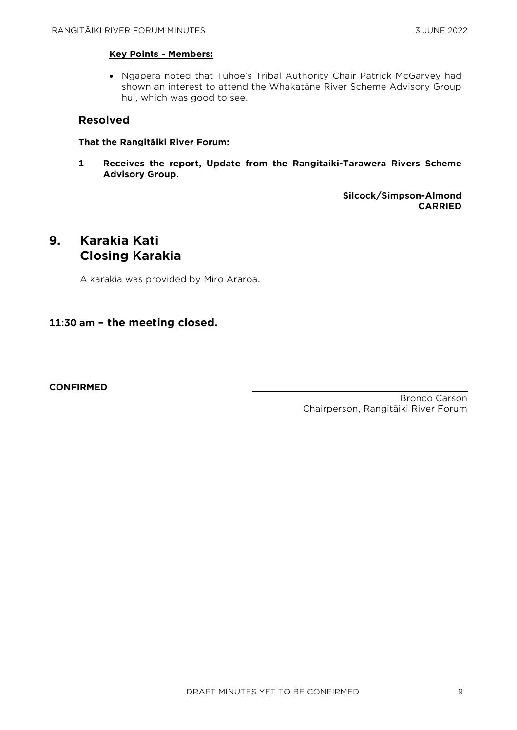**Key Points - Members:**

- Ngapera noted that Tūhoe's Tribal Authority Chair Patrick McGarvey had shown an interest to attend the Whakatāne River Scheme Advisory Group hui, which was good to see.

## Resolved

**That the Rangitāiki River Forum:**

**1 Receives the report, Update from the Rangitaiki-Tarawera Rivers Scheme Advisory Group.**

**Silcock/Simpson-Almond**
**CARRIED**

# 9. Karakia Kati Closing Karakia

A karakia was provided by Miro Araroa.

**11:30 am – the meeting closed.**

**CONFIRMED**

Bronco Carson
Chairperson, Rangitāiki River Forum

DRAFT MINUTES YET TO BE CONFIRMED